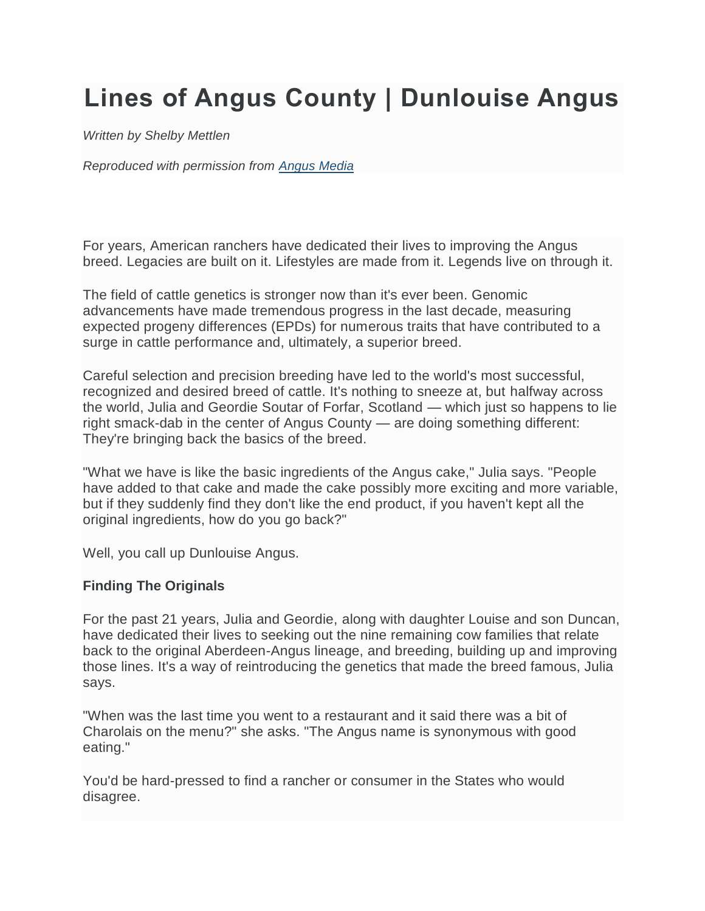# Lines of Angus County | Dunlouise Angus

*Written by Shelby Mettlen*

*Reproduced with permission from [Angus Media](Angus Media)*

For years, American ranchers have dedicated their lives to improving the Angus breed. Legacies are built on it. Lifestyles are made from it. Legends live on through it.

The field of cattle genetics is stronger now than it's ever been. Genomic advancements have made tremendous progress in the last decade, measuring expected progeny differences (EPDs) for numerous traits that have contributed to a surge in cattle performance and, ultimately, a superior breed.

Careful selection and precision breeding have led to the world's most successful, recognized and desired breed of cattle. It's nothing to sneeze at, but halfway across the world, Julia and Geordie Soutar of Forfar, Scotland — which just so happens to lie right smack-dab in the center of Angus County — are doing something different: They're bringing back the basics of the breed.

"What we have is like the basic ingredients of the Angus cake," Julia says. "People have added to that cake and made the cake possibly more exciting and more variable, but if they suddenly find they don't like the end product, if you haven't kept all the original ingredients, how do you go back?"

Well, you call up Dunlouise Angus.

**Finding The Originals**

For the past 21 years, Julia and Geordie, along with daughter Louise and son Duncan, have dedicated their lives to seeking out the nine remaining cow families that relate back to the original Aberdeen-Angus lineage, and breeding, building up and improving those lines. It's a way of reintroducing the genetics that made the breed famous, Julia says.

"When was the last time you went to a restaurant and it said there was a bit of Charolais on the menu?" she asks. "The Angus name is synonymous with good eating."

You'd be hard-pressed to find a rancher or consumer in the States who would disagree.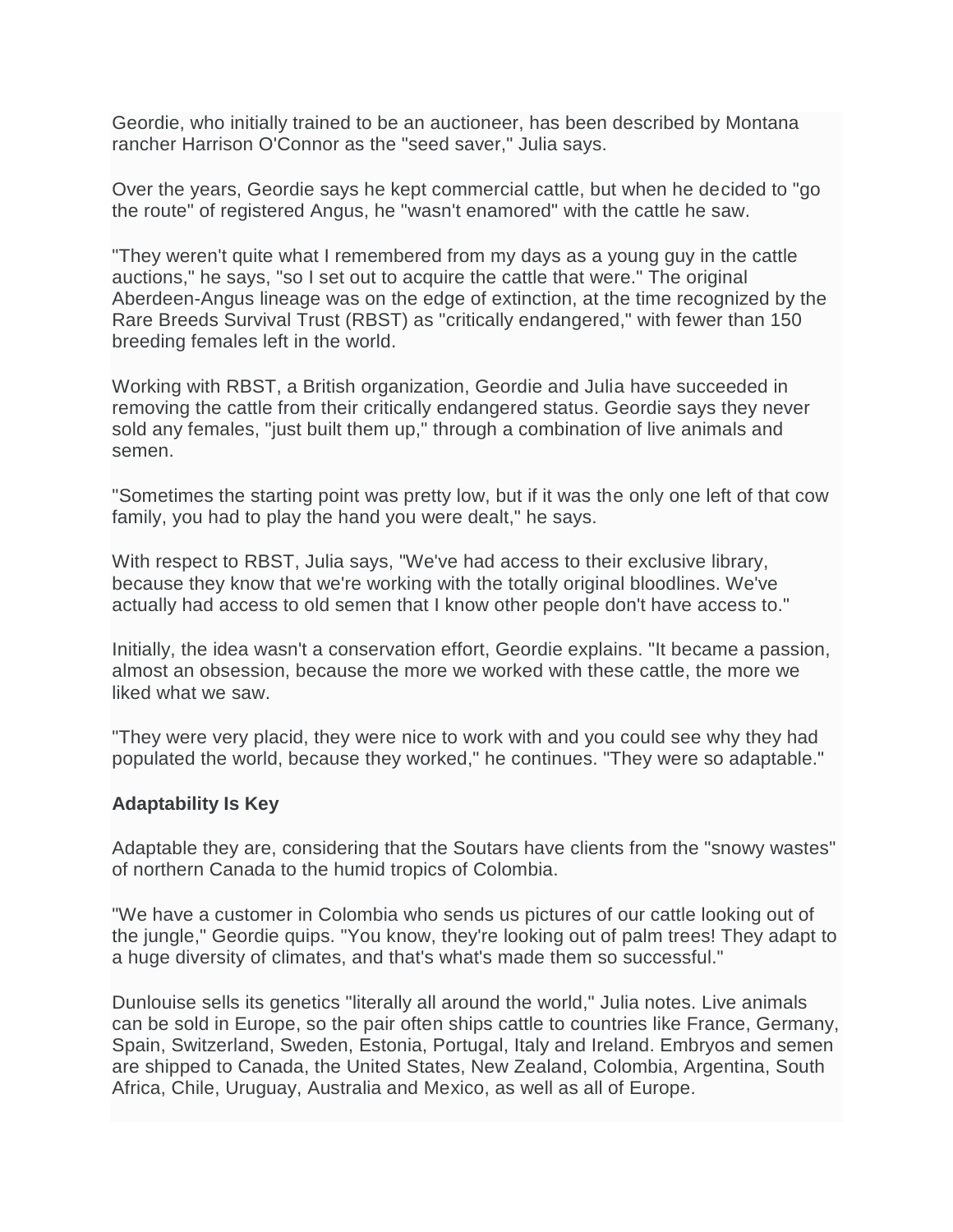Geordie, who initially trained to be an auctioneer, has been described by Montana rancher Harrison O'Connor as the "seed saver," Julia says.

Over the years, Geordie says he kept commercial cattle, but when he decided to "go the route" of registered Angus, he "wasn't enamored" with the cattle he saw.

"They weren't quite what I remembered from my days as a young guy in the cattle auctions," he says, "so I set out to acquire the cattle that were." The original Aberdeen-Angus lineage was on the edge of extinction, at the time recognized by the Rare Breeds Survival Trust (RBST) as "critically endangered," with fewer than 150 breeding females left in the world.

Working with RBST, a British organization, Geordie and Julia have succeeded in removing the cattle from their critically endangered status. Geordie says they never sold any females, "just built them up," through a combination of live animals and semen.

"Sometimes the starting point was pretty low, but if it was the only one left of that cow family, you had to play the hand you were dealt," he says.

With respect to RBST, Julia says, "We've had access to their exclusive library, because they know that we're working with the totally original bloodlines. We've actually had access to old semen that I know other people don't have access to."

Initially, the idea wasn't a conservation effort, Geordie explains. "It became a passion, almost an obsession, because the more we worked with these cattle, the more we liked what we saw.

"They were very placid, they were nice to work with and you could see why they had populated the world, because they worked," he continues. "They were so adaptable."

### Adaptability Is Key

Adaptable they are, considering that the Soutars have clients from the "snowy wastes" of northern Canada to the humid tropics of Colombia.

"We have a customer in Colombia who sends us pictures of our cattle looking out of the jungle," Geordie quips. "You know, they're looking out of palm trees! They adapt to a huge diversity of climates, and that's what's made them so successful."

Dunlouise sells its genetics "literally all around the world," Julia notes. Live animals can be sold in Europe, so the pair often ships cattle to countries like France, Germany, Spain, Switzerland, Sweden, Estonia, Portugal, Italy and Ireland. Embryos and semen are shipped to Canada, the United States, New Zealand, Colombia, Argentina, South Africa, Chile, Uruguay, Australia and Mexico, as well as all of Europe.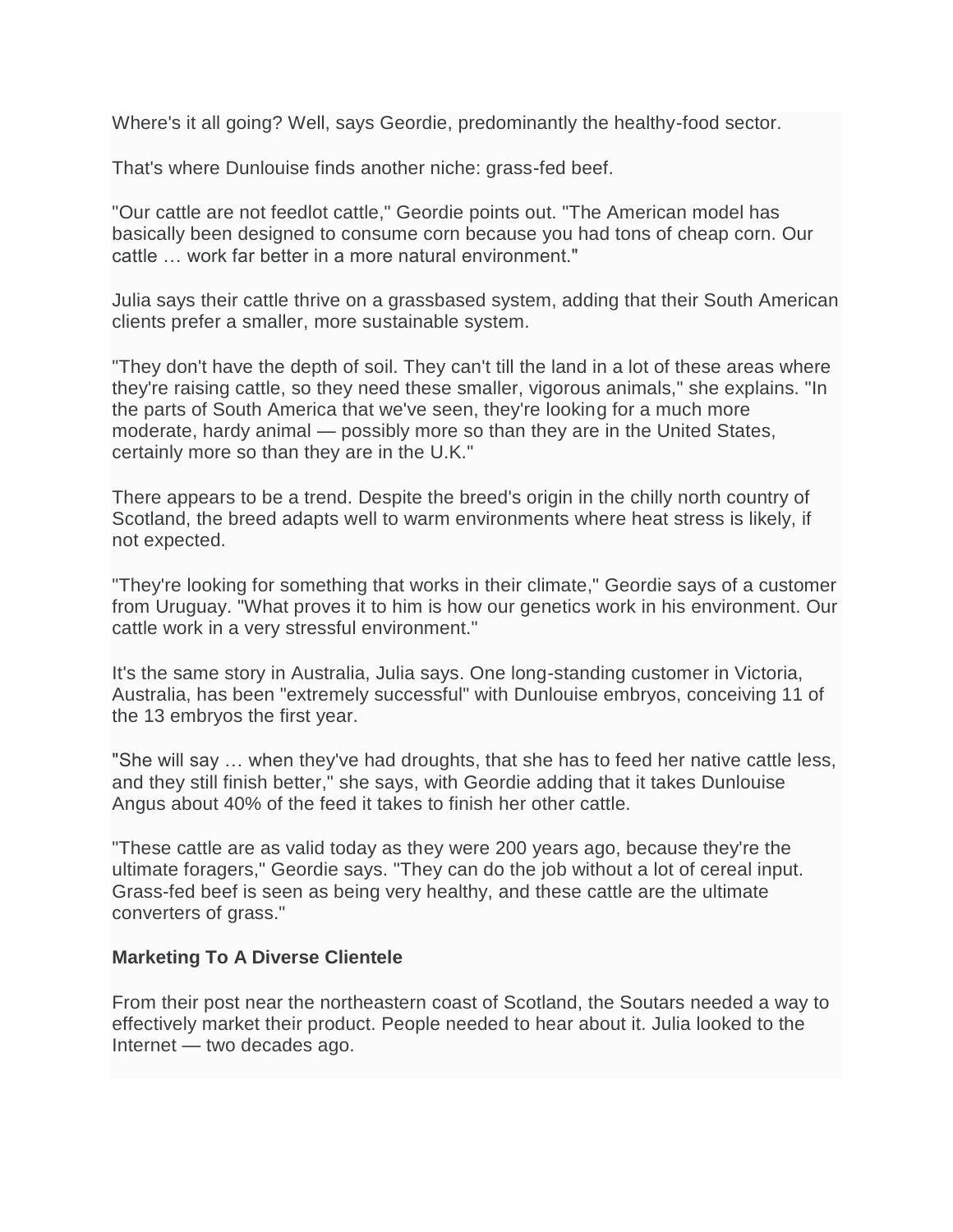Where's it all going? Well, says Geordie, predominantly the healthy-food sector.

That's where Dunlouise finds another niche: grass-fed beef.

"Our cattle are not feedlot cattle," Geordie points out. "The American model has basically been designed to consume corn because you had tons of cheap corn. Our cattle … work far better in a more natural environment."

Julia says their cattle thrive on a grassbased system, adding that their South American clients prefer a smaller, more sustainable system.

"They don't have the depth of soil. They can't till the land in a lot of these areas where they're raising cattle, so they need these smaller, vigorous animals," she explains. "In the parts of South America that we've seen, they're looking for a much more moderate, hardy animal — possibly more so than they are in the United States, certainly more so than they are in the U.K."

There appears to be a trend. Despite the breed's origin in the chilly north country of Scotland, the breed adapts well to warm environments where heat stress is likely, if not expected.

"They're looking for something that works in their climate," Geordie says of a customer from Uruguay. "What proves it to him is how our genetics work in his environment. Our cattle work in a very stressful environment."

It's the same story in Australia, Julia says. One long-standing customer in Victoria, Australia, has been "extremely successful" with Dunlouise embryos, conceiving 11 of the 13 embryos the first year.

"She will say … when they've had droughts, that she has to feed her native cattle less, and they still finish better," she says, with Geordie adding that it takes Dunlouise Angus about 40% of the feed it takes to finish her other cattle.

"These cattle are as valid today as they were 200 years ago, because they're the ultimate foragers," Geordie says. "They can do the job without a lot of cereal input. Grass-fed beef is seen as being very healthy, and these cattle are the ultimate converters of grass."

**Marketing To A Diverse Clientele**

From their post near the northeastern coast of Scotland, the Soutars needed a way to effectively market their product. People needed to hear about it. Julia looked to the Internet — two decades ago.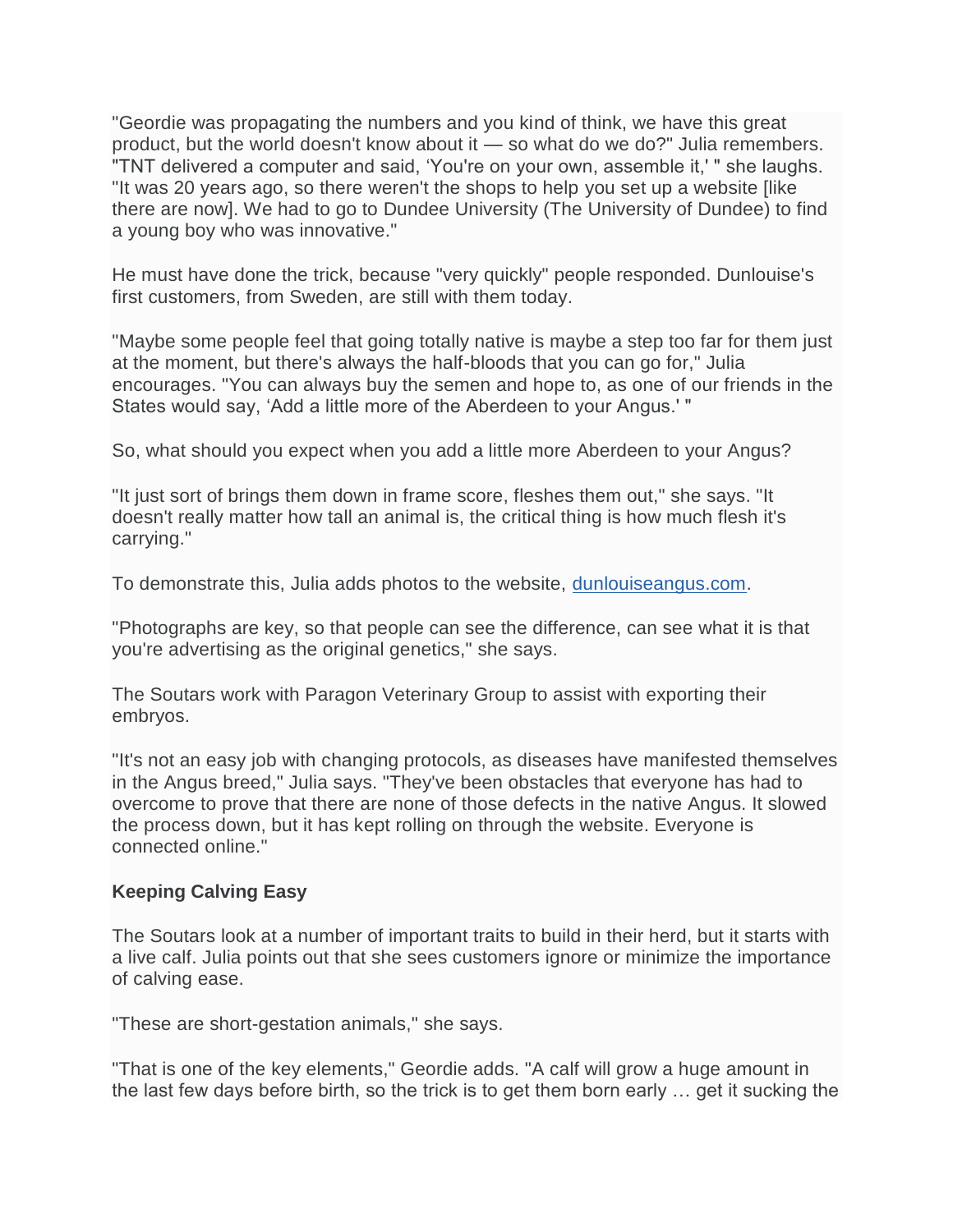"Geordie was propagating the numbers and you kind of think, we have this great product, but the world doesn't know about it — so what do we do?" Julia remembers. "TNT delivered a computer and said, 'You're on your own, assemble it,' " she laughs. "It was 20 years ago, so there weren't the shops to help you set up a website [like there are now]. We had to go to Dundee University (The University of Dundee) to find a young boy who was innovative."

He must have done the trick, because "very quickly" people responded. Dunlouise's first customers, from Sweden, are still with them today.

"Maybe some people feel that going totally native is maybe a step too far for them just at the moment, but there's always the half-bloods that you can go for," Julia encourages. "You can always buy the semen and hope to, as one of our friends in the States would say, 'Add a little more of the Aberdeen to your Angus.' "

So, what should you expect when you add a little more Aberdeen to your Angus?

"It just sort of brings them down in frame score, fleshes them out," she says. "It doesn't really matter how tall an animal is, the critical thing is how much flesh it's carrying."

To demonstrate this, Julia adds photos to the website, [dunlouiseangus.com](http://dunlouiseangus.com).

"Photographs are key, so that people can see the difference, can see what it is that you're advertising as the original genetics," she says.

The Soutars work with Paragon Veterinary Group to assist with exporting their embryos.

"It's not an easy job with changing protocols, as diseases have manifested themselves in the Angus breed," Julia says. "They've been obstacles that everyone has had to overcome to prove that there are none of those defects in the native Angus. It slowed the process down, but it has kept rolling on through the website. Everyone is connected online."

**Keeping Calving Easy**

The Soutars look at a number of important traits to build in their herd, but it starts with a live calf. Julia points out that she sees customers ignore or minimize the importance of calving ease.

"These are short-gestation animals," she says.

"That is one of the key elements," Geordie adds. "A calf will grow a huge amount in the last few days before birth, so the trick is to get them born early … get it sucking the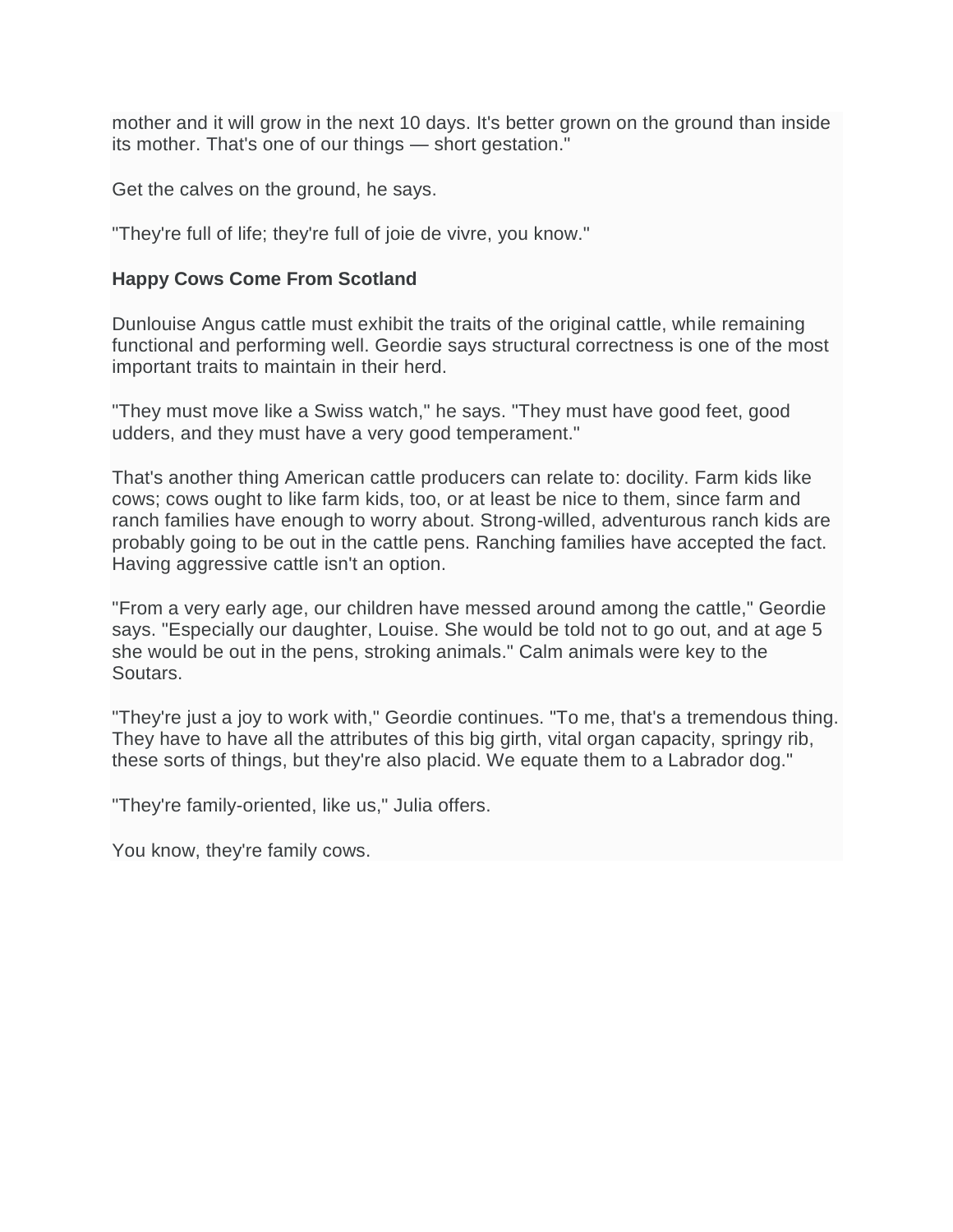mother and it will grow in the next 10 days. It's better grown on the ground than inside its mother. That's one of our things — short gestation."

Get the calves on the ground, he says.

"They're full of life; they're full of joie de vivre, you know."

**Happy Cows Come From Scotland**

Dunlouise Angus cattle must exhibit the traits of the original cattle, while remaining functional and performing well. Geordie says structural correctness is one of the most important traits to maintain in their herd.

"They must move like a Swiss watch," he says. "They must have good feet, good udders, and they must have a very good temperament."

That's another thing American cattle producers can relate to: docility. Farm kids like cows; cows ought to like farm kids, too, or at least be nice to them, since farm and ranch families have enough to worry about. Strong-willed, adventurous ranch kids are probably going to be out in the cattle pens. Ranching families have accepted the fact. Having aggressive cattle isn't an option.

"From a very early age, our children have messed around among the cattle," Geordie says. "Especially our daughter, Louise. She would be told not to go out, and at age 5 she would be out in the pens, stroking animals." Calm animals were key to the Soutars.

"They're just a joy to work with," Geordie continues. "To me, that's a tremendous thing. They have to have all the attributes of this big girth, vital organ capacity, springy rib, these sorts of things, but they're also placid. We equate them to a Labrador dog."

"They're family-oriented, like us," Julia offers.

You know, they're family cows.